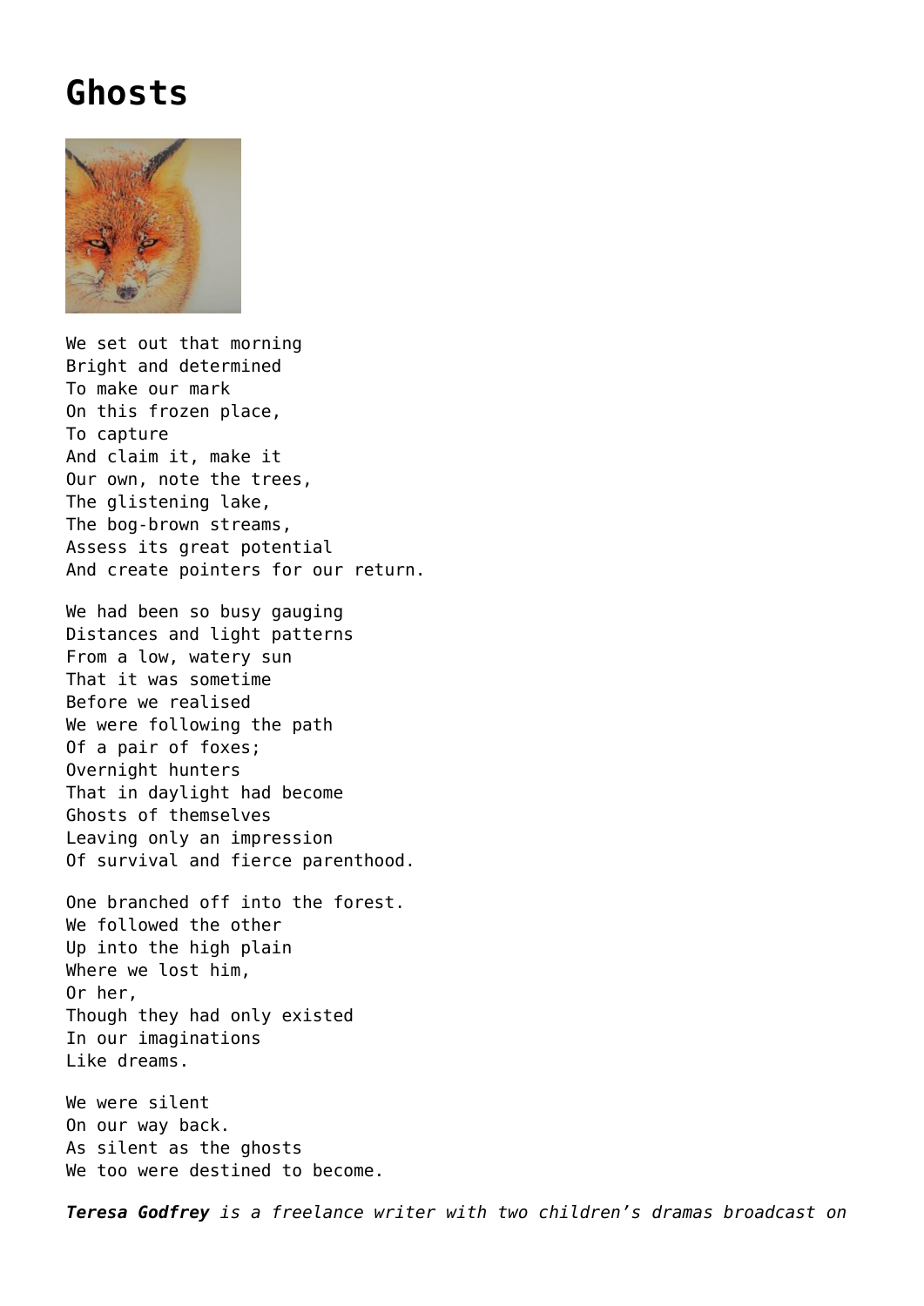# Ghosts

We set out that morning
Bright and determined
To make our mark
On this frozen place,
To capture
And claim it, make it
Our own, note the trees,
The glistening lake,
The bog-brown streams,
Assess its great potential
And create pointers for our return.

We had been so busy gauging
Distances and light patterns
From a low, watery sun
That it was sometime
Before we realised
We were following the path
Of a pair of foxes;
Overnight hunters
That in daylight had become
Ghosts of themselves
Leaving only an impression
Of survival and fierce parenthood.

One branched off into the forest.
We followed the other
Up into the high plain
Where we lost him,
Or her,
Though they had only existed
In our imaginations
Like dreams.

We were silent
On our way back.
As silent as the ghosts
We too were destined to become.

***Teresa Godfrey*** *is a freelance writer with two children's dramas broadcast on*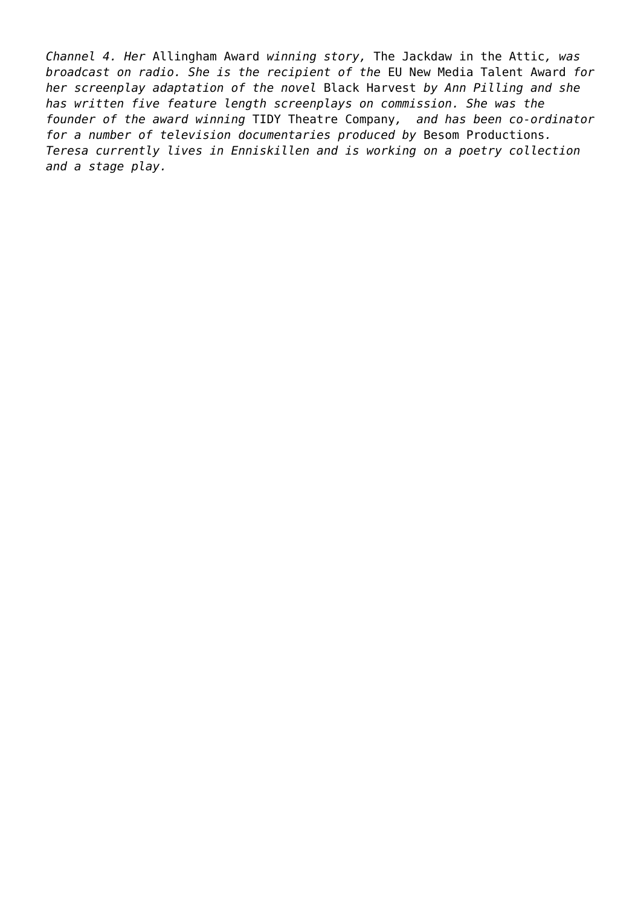*Channel 4. Her* Allingham Award *winning story,* The Jackdaw in the Attic, *was broadcast on radio. She is the recipient of the* EU New Media Talent Award *for her screenplay adaptation of the novel* Black Harvest *by Ann Pilling and she has written five feature length screenplays on commission. She was the founder of the award winning* TIDY Theatre Company, *and has been co-ordinator for a number of television documentaries produced by* Besom Productions*. Teresa currently lives in Enniskillen and is working on a poetry collection and a stage play.*